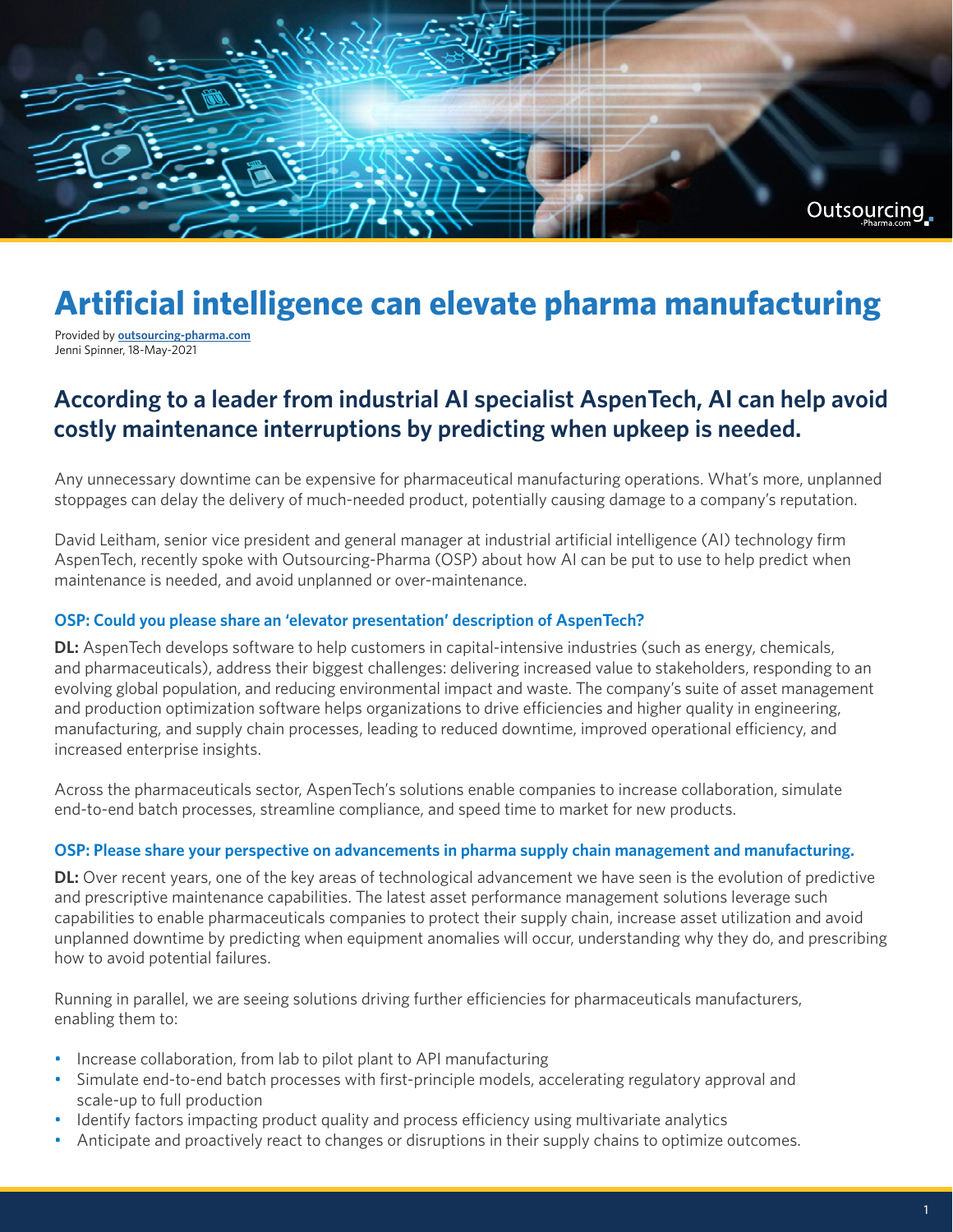# Artificial intelligence can elevate pharma manufacturing

Provided by **outsourcing-pharma.com**
Jenni Spinner, 18-May-2021

## According to a leader from industrial AI specialist AspenTech, AI can help avoid costly maintenance interruptions by predicting when upkeep is needed.

Any unnecessary downtime can be expensive for pharmaceutical manufacturing operations. What's more, unplanned stoppages can delay the delivery of much-needed product, potentially causing damage to a company's reputation.

David Leitham, senior vice president and general manager at industrial artificial intelligence (AI) technology firm AspenTech, recently spoke with Outsourcing-Pharma (OSP) about how AI can be put to use to help predict when maintenance is needed, and avoid unplanned or over-maintenance.

### OSP: Could you please share an 'elevator presentation' description of AspenTech?

**DL:** AspenTech develops software to help customers in capital-intensive industries (such as energy, chemicals, and pharmaceuticals), address their biggest challenges: delivering increased value to stakeholders, responding to an evolving global population, and reducing environmental impact and waste. The company's suite of asset management and production optimization software helps organizations to drive efficiencies and higher quality in engineering, manufacturing, and supply chain processes, leading to reduced downtime, improved operational efficiency, and increased enterprise insights.

Across the pharmaceuticals sector, AspenTech's solutions enable companies to increase collaboration, simulate end-to-end batch processes, streamline compliance, and speed time to market for new products.

### OSP: Please share your perspective on advancements in pharma supply chain management and manufacturing.

**DL:** Over recent years, one of the key areas of technological advancement we have seen is the evolution of predictive and prescriptive maintenance capabilities. The latest asset performance management solutions leverage such capabilities to enable pharmaceuticals companies to protect their supply chain, increase asset utilization and avoid unplanned downtime by predicting when equipment anomalies will occur, understanding why they do, and prescribing how to avoid potential failures.

Running in parallel, we are seeing solutions driving further efficiencies for pharmaceuticals manufacturers, enabling them to:

- Increase collaboration, from lab to pilot plant to API manufacturing
- Simulate end-to-end batch processes with first-principle models, accelerating regulatory approval and scale-up to full production
- Identify factors impacting product quality and process efficiency using multivariate analytics
- Anticipate and proactively react to changes or disruptions in their supply chains to optimize outcomes.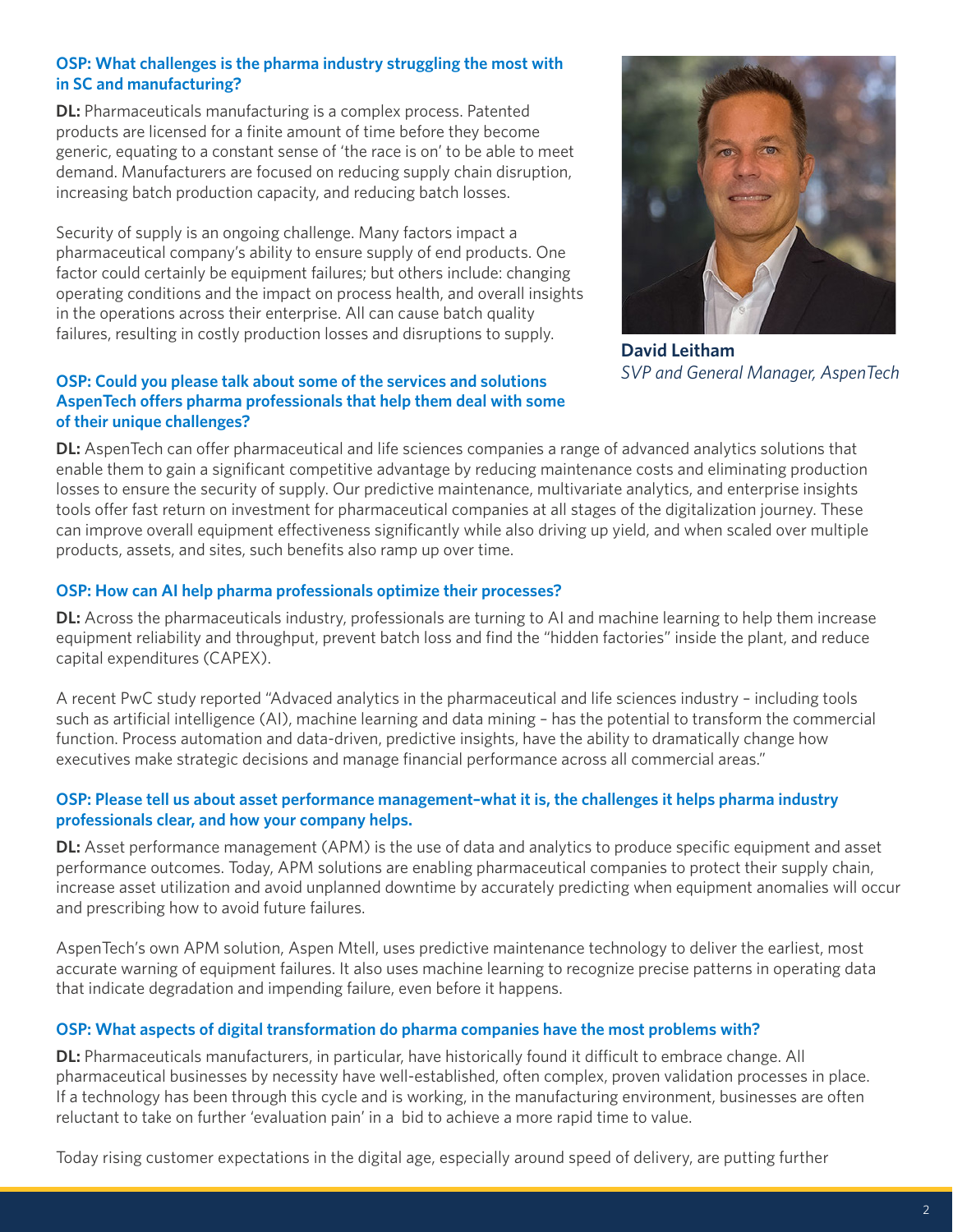**OSP: What challenges is the pharma industry struggling the most with in SC and manufacturing?**

**DL:** Pharmaceuticals manufacturing is a complex process. Patented products are licensed for a finite amount of time before they become generic, equating to a constant sense of 'the race is on' to be able to meet demand. Manufacturers are focused on reducing supply chain disruption, increasing batch production capacity, and reducing batch losses.

Security of supply is an ongoing challenge. Many factors impact a pharmaceutical company's ability to ensure supply of end products. One factor could certainly be equipment failures; but others include: changing operating conditions and the impact on process health, and overall insights in the operations across their enterprise. All can cause batch quality failures, resulting in costly production losses and disruptions to supply.

**David Leitham**
*SVP and General Manager, AspenTech*

**OSP: Could you please talk about some of the services and solutions AspenTech offers pharma professionals that help them deal with some of their unique challenges?**

**DL:** AspenTech can offer pharmaceutical and life sciences companies a range of advanced analytics solutions that enable them to gain a significant competitive advantage by reducing maintenance costs and eliminating production losses to ensure the security of supply. Our predictive maintenance, multivariate analytics, and enterprise insights tools offer fast return on investment for pharmaceutical companies at all stages of the digitalization journey. These can improve overall equipment effectiveness significantly while also driving up yield, and when scaled over multiple products, assets, and sites, such benefits also ramp up over time.

**OSP: How can AI help pharma professionals optimize their processes?**

**DL:** Across the pharmaceuticals industry, professionals are turning to AI and machine learning to help them increase equipment reliability and throughput, prevent batch loss and find the "hidden factories" inside the plant, and reduce capital expenditures (CAPEX).

A recent PwC study reported "Advaced analytics in the pharmaceutical and life sciences industry – including tools such as artificial intelligence (AI), machine learning and data mining – has the potential to transform the commercial function. Process automation and data-driven, predictive insights, have the ability to dramatically change how executives make strategic decisions and manage financial performance across all commercial areas."

**OSP: Please tell us about asset performance management–what it is, the challenges it helps pharma industry professionals clear, and how your company helps.**

**DL:** Asset performance management (APM) is the use of data and analytics to produce specific equipment and asset performance outcomes. Today, APM solutions are enabling pharmaceutical companies to protect their supply chain, increase asset utilization and avoid unplanned downtime by accurately predicting when equipment anomalies will occur and prescribing how to avoid future failures.

AspenTech's own APM solution, Aspen Mtell, uses predictive maintenance technology to deliver the earliest, most accurate warning of equipment failures. It also uses machine learning to recognize precise patterns in operating data that indicate degradation and impending failure, even before it happens.

**OSP: What aspects of digital transformation do pharma companies have the most problems with?**

**DL:** Pharmaceuticals manufacturers, in particular, have historically found it difficult to embrace change. All pharmaceutical businesses by necessity have well-established, often complex, proven validation processes in place. If a technology has been through this cycle and is working, in the manufacturing environment, businesses are often reluctant to take on further 'evaluation pain' in a bid to achieve a more rapid time to value.

Today rising customer expectations in the digital age, especially around speed of delivery, are putting further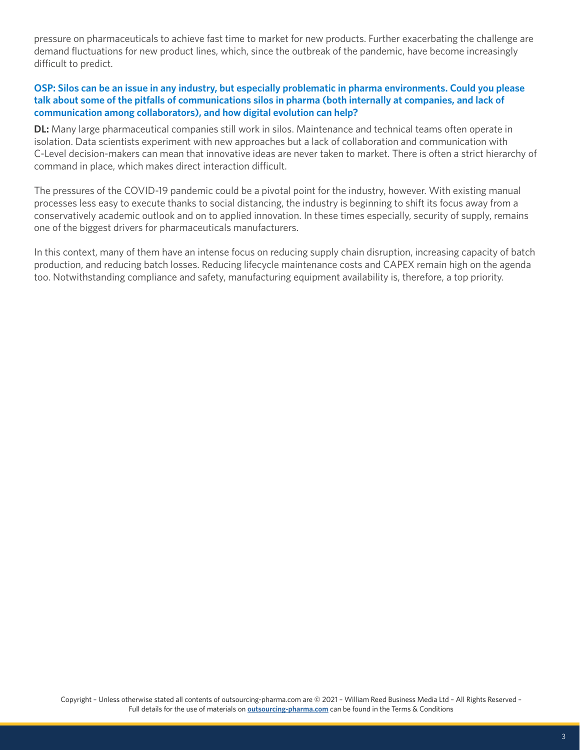pressure on pharmaceuticals to achieve fast time to market for new products. Further exacerbating the challenge are demand fluctuations for new product lines, which, since the outbreak of the pandemic, have become increasingly difficult to predict.

**OSP: Silos can be an issue in any industry, but especially problematic in pharma environments. Could you please talk about some of the pitfalls of communications silos in pharma (both internally at companies, and lack of communication among collaborators), and how digital evolution can help?**

**DL:** Many large pharmaceutical companies still work in silos. Maintenance and technical teams often operate in isolation. Data scientists experiment with new approaches but a lack of collaboration and communication with C-Level decision-makers can mean that innovative ideas are never taken to market. There is often a strict hierarchy of command in place, which makes direct interaction difficult.

The pressures of the COVID-19 pandemic could be a pivotal point for the industry, however. With existing manual processes less easy to execute thanks to social distancing, the industry is beginning to shift its focus away from a conservatively academic outlook and on to applied innovation. In these times especially, security of supply, remains one of the biggest drivers for pharmaceuticals manufacturers.

In this context, many of them have an intense focus on reducing supply chain disruption, increasing capacity of batch production, and reducing batch losses. Reducing lifecycle maintenance costs and CAPEX remain high on the agenda too. Notwithstanding compliance and safety, manufacturing equipment availability is, therefore, a top priority.

Copyright – Unless otherwise stated all contents of outsourcing-pharma.com are © 2021 – William Reed Business Media Ltd – All Rights Reserved – Full details for the use of materials on **outsourcing-pharma.com** can be found in the Terms & Conditions